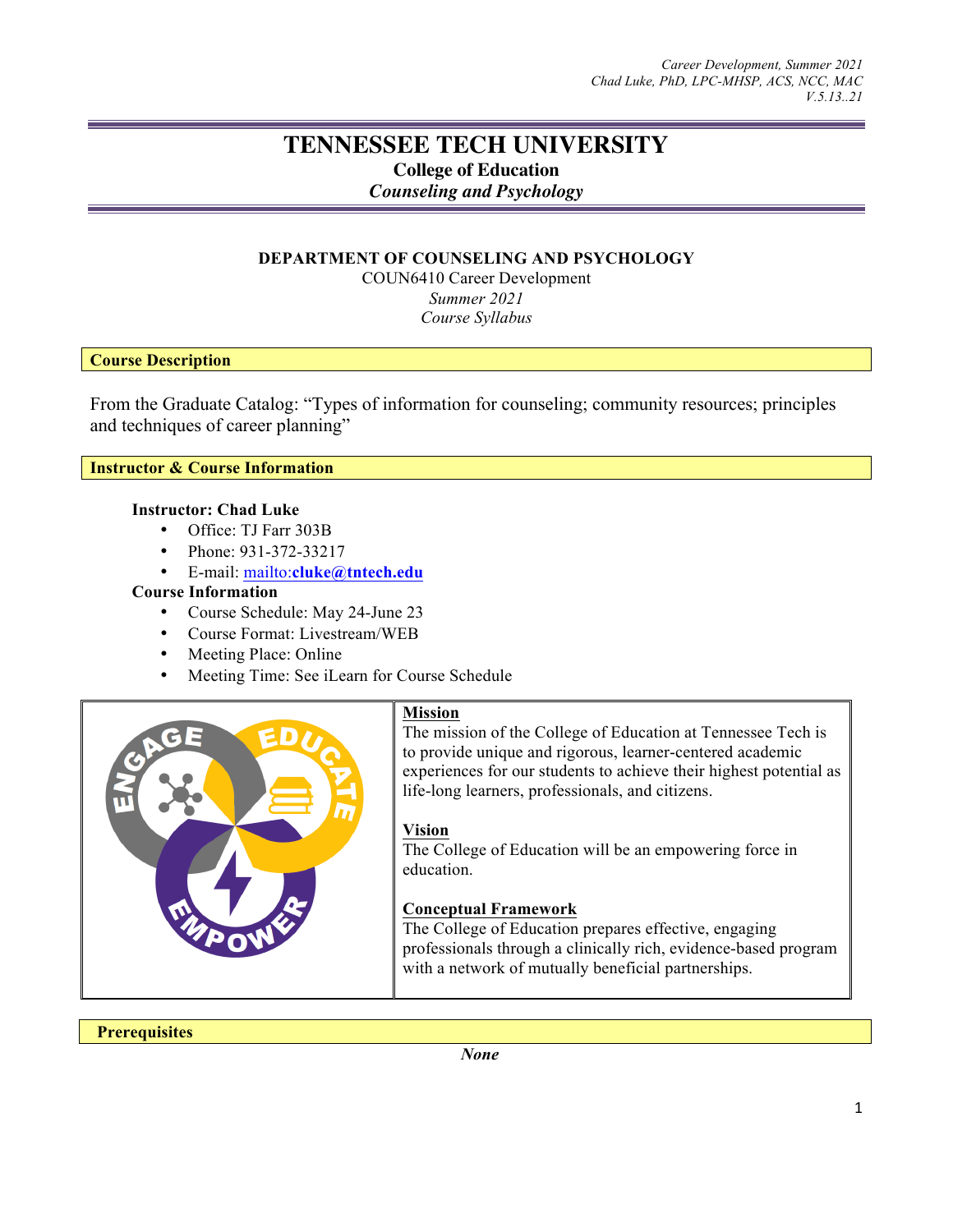# TENNESSEE TECH UNIVERSITY

**College of Education**

*Counseling and Psychology*

**DEPARTMENT OF COUNSELING AND PSYCHOLOGY**

COUN6410 Career Development

*Summer 2021*

*Course Syllabus*

## Course Description

From the Graduate Catalog: "Types of information for counseling; community resources; principles and techniques of career planning"

## Instructor & Course Information

**Instructor: Chad Luke**

- Office: TJ Farr 303B
- Phone: 931-372-33217
- E-mail: mailto:**cluke@tntech.edu**

**Course Information**

- Course Schedule: May 24-June 23
- Course Format: Livestream/WEB
- Meeting Place: Online
- Meeting Time: See iLearn for Course Schedule

**Mission**

The mission of the College of Education at Tennessee Tech is to provide unique and rigorous, learner-centered academic experiences for our students to achieve their highest potential as life-long learners, professionals, and citizens.

**Vision**

The College of Education will be an empowering force in education.

**Conceptual Framework**

The College of Education prepares effective, engaging professionals through a clinically rich, evidence-based program with a network of mutually beneficial partnerships.

## Prerequisites

***None***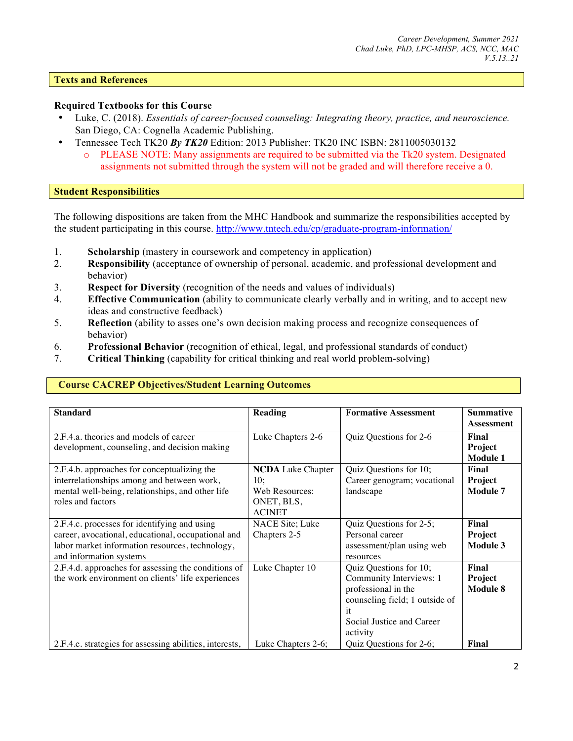## Texts and References

### Required Textbooks for this Course

- Luke, C. (2018). *Essentials of career-focused counseling: Integrating theory, practice, and neuroscience.* San Diego, CA: Cognella Academic Publishing.
- Tennessee Tech TK20 ***By TK20*** Edition: 2013 Publisher: TK20 INC ISBN: 2811005030132
  - PLEASE NOTE: Many assignments are required to be submitted via the Tk20 system. Designated assignments not submitted through the system will not be graded and will therefore receive a 0.

## Student Responsibilities

The following dispositions are taken from the MHC Handbook and summarize the responsibilities accepted by the student participating in this course. http://www.tntech.edu/cp/graduate-program-information/

1. **Scholarship** (mastery in coursework and competency in application)
2. **Responsibility** (acceptance of ownership of personal, academic, and professional development and behavior)
3. **Respect for Diversity** (recognition of the needs and values of individuals)
4. **Effective Communication** (ability to communicate clearly verbally and in writing, and to accept new ideas and constructive feedback)
5. **Reflection** (ability to asses one's own decision making process and recognize consequences of behavior)
6. **Professional Behavior** (recognition of ethical, legal, and professional standards of conduct)
7. **Critical Thinking** (capability for critical thinking and real world problem-solving)

## Course CACREP Objectives/Student Learning Outcomes

| Standard | Reading | Formative Assessment | Summative Assessment |
|---|---|---|---|
| 2.F.4.a. theories and models of career development, counseling, and decision making | Luke Chapters 2-6 | Quiz Questions for 2-6 | **Final Project Module 1** |
| 2.F.4.b. approaches for conceptualizing the interrelationships among and between work, mental well-being, relationships, and other life roles and factors | **NCDA** Luke Chapter 10; Web Resources: ONET, BLS, ACINET | Quiz Questions for 10; Career genogram; vocational landscape | **Final Project Module 7** |
| 2.F.4.c. processes for identifying and using career, avocational, educational, occupational and labor market information resources, technology, and information systems | NACE Site; Luke Chapters 2-5 | Quiz Questions for 2-5; Personal career assessment/plan using web resources | **Final Project Module 3** |
| 2.F.4.d. approaches for assessing the conditions of the work environment on clients' life experiences | Luke Chapter 10 | Quiz Questions for 10; Community Interviews: 1 professional in the counseling field; 1 outside of it Social Justice and Career activity | **Final Project Module 8** |
| 2.F.4.e. strategies for assessing abilities, interests, | Luke Chapters 2-6; | Quiz Questions for 2-6; | **Final** |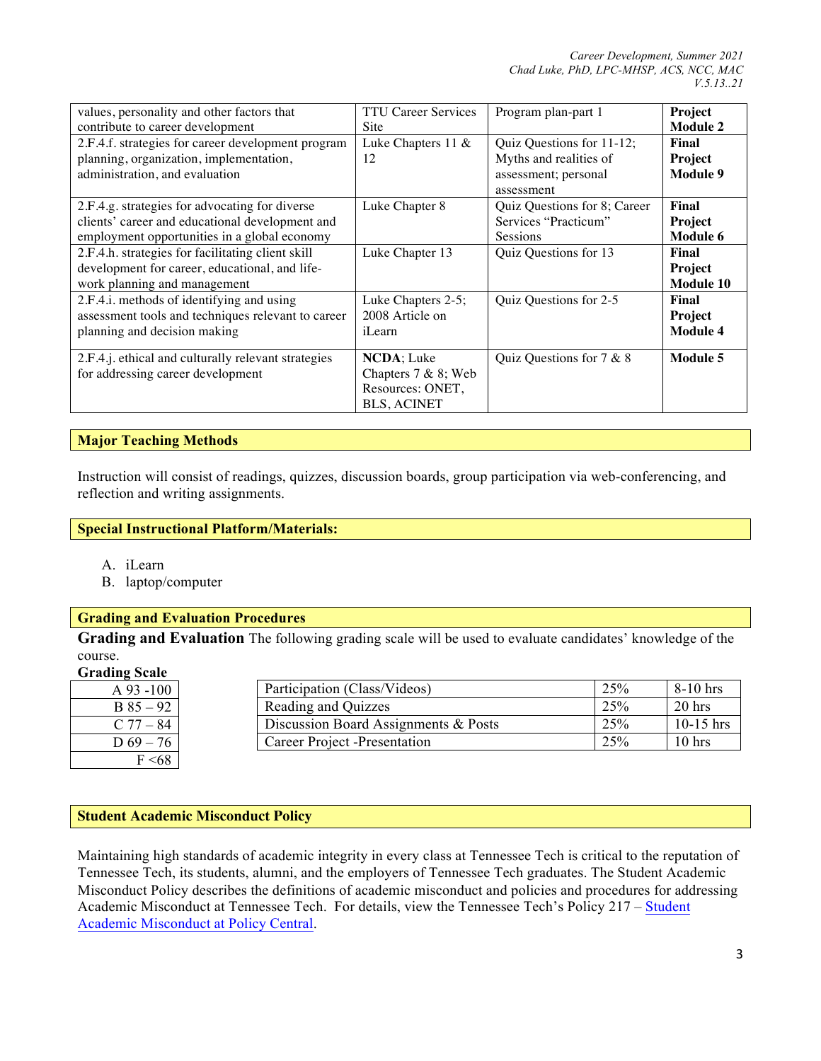| values, personality and other factors that contribute to career development | TTU Career Services Site | Program plan-part 1 | **Project Module 2** |
|---|---|---|---|
| 2.F.4.f. strategies for career development program planning, organization, implementation, administration, and evaluation | Luke Chapters 11 & 12 | Quiz Questions for 11-12; Myths and realities of assessment; personal assessment | **Final Project Module 9** |
| 2.F.4.g. strategies for advocating for diverse clients' career and educational development and employment opportunities in a global economy | Luke Chapter 8 | Quiz Questions for 8; Career Services "Practicum" Sessions | **Final Project Module 6** |
| 2.F.4.h. strategies for facilitating client skill development for career, educational, and life-work planning and management | Luke Chapter 13 | Quiz Questions for 13 | **Final Project Module 10** |
| 2.F.4.i. methods of identifying and using assessment tools and techniques relevant to career planning and decision making | Luke Chapters 2-5; 2008 Article on iLearn | Quiz Questions for 2-5 | **Final Project Module 4** |
| 2.F.4.j. ethical and culturally relevant strategies for addressing career development | **NCDA**; Luke Chapters 7 & 8; Web Resources: ONET, BLS, ACINET | Quiz Questions for 7 & 8 | **Module 5** |

## Major Teaching Methods

Instruction will consist of readings, quizzes, discussion boards, group participation via web-conferencing, and reflection and writing assignments.

## Special Instructional Platform/Materials:

A. iLearn
B. laptop/computer

## Grading and Evaluation Procedures

**Grading and Evaluation** The following grading scale will be used to evaluate candidates' knowledge of the course.

**Grading Scale**

| Grade |
|---|
| A 93 -100 |
| B 85 – 92 |
| C 77 – 84 |
| D 69 – 76 |
| F <68 |

| Component | Weight | Time |
|---|---|---|
| Participation (Class/Videos) | 25% | 8-10 hrs |
| Reading and Quizzes | 25% | 20 hrs |
| Discussion Board Assignments & Posts | 25% | 10-15 hrs |
| Career Project -Presentation | 25% | 10 hrs |

## Student Academic Misconduct Policy

Maintaining high standards of academic integrity in every class at Tennessee Tech is critical to the reputation of Tennessee Tech, its students, alumni, and the employers of Tennessee Tech graduates. The Student Academic Misconduct Policy describes the definitions of academic misconduct and policies and procedures for addressing Academic Misconduct at Tennessee Tech. For details, view the Tennessee Tech's Policy 217 – Student Academic Misconduct at Policy Central.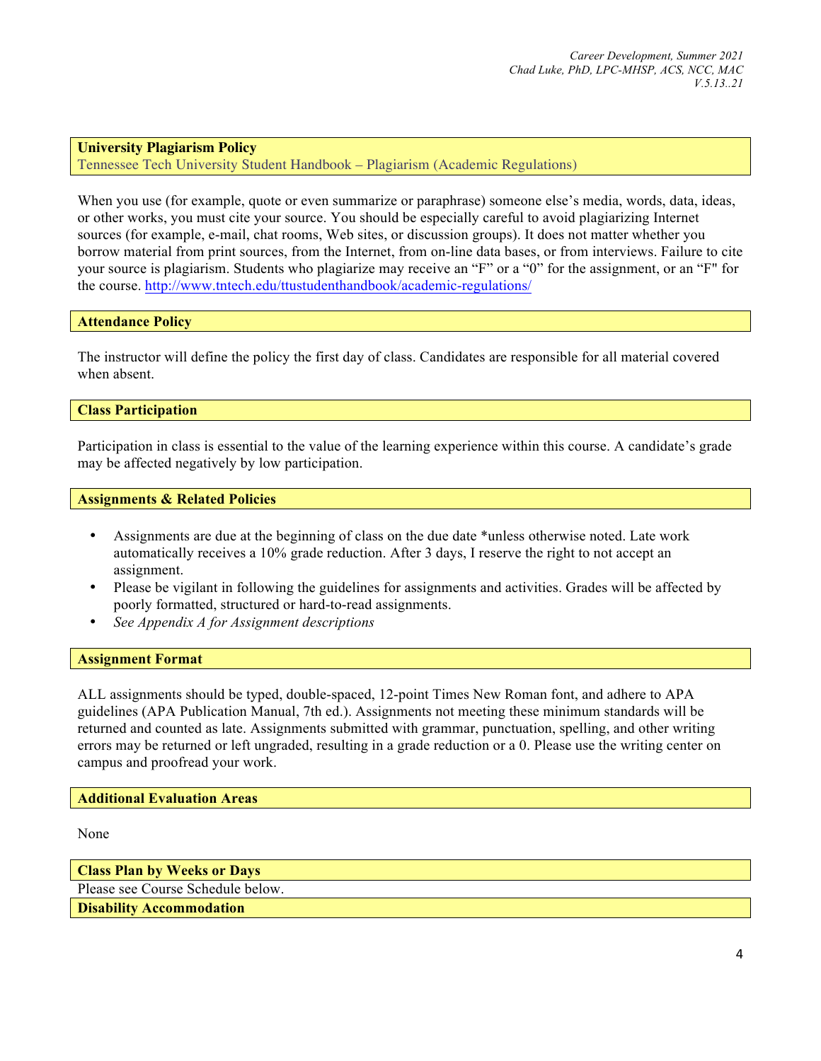## University Plagiarism Policy

Tennessee Tech University Student Handbook – Plagiarism (Academic Regulations)

When you use (for example, quote or even summarize or paraphrase) someone else's media, words, data, ideas, or other works, you must cite your source. You should be especially careful to avoid plagiarizing Internet sources (for example, e-mail, chat rooms, Web sites, or discussion groups). It does not matter whether you borrow material from print sources, from the Internet, from on-line data bases, or from interviews. Failure to cite your source is plagiarism. Students who plagiarize may receive an "F" or a "0" for the assignment, or an "F" for the course. http://www.tntech.edu/ttustudenthandbook/academic-regulations/

## Attendance Policy

The instructor will define the policy the first day of class. Candidates are responsible for all material covered when absent.

## Class Participation

Participation in class is essential to the value of the learning experience within this course. A candidate's grade may be affected negatively by low participation.

## Assignments & Related Policies

- Assignments are due at the beginning of class on the due date *unless otherwise noted. Late work automatically receives a 10% grade reduction. After 3 days, I reserve the right to not accept an assignment.
- Please be vigilant in following the guidelines for assignments and activities. Grades will be affected by poorly formatted, structured or hard-to-read assignments.
- *See Appendix A for Assignment descriptions*

## Assignment Format

ALL assignments should be typed, double-spaced, 12-point Times New Roman font, and adhere to APA guidelines (APA Publication Manual, 7th ed.). Assignments not meeting these minimum standards will be returned and counted as late. Assignments submitted with grammar, punctuation, spelling, and other writing errors may be returned or left ungraded, resulting in a grade reduction or a 0. Please use the writing center on campus and proofread your work.

## Additional Evaluation Areas

None

## Class Plan by Weeks or Days

Please see Course Schedule below.

## Disability Accommodation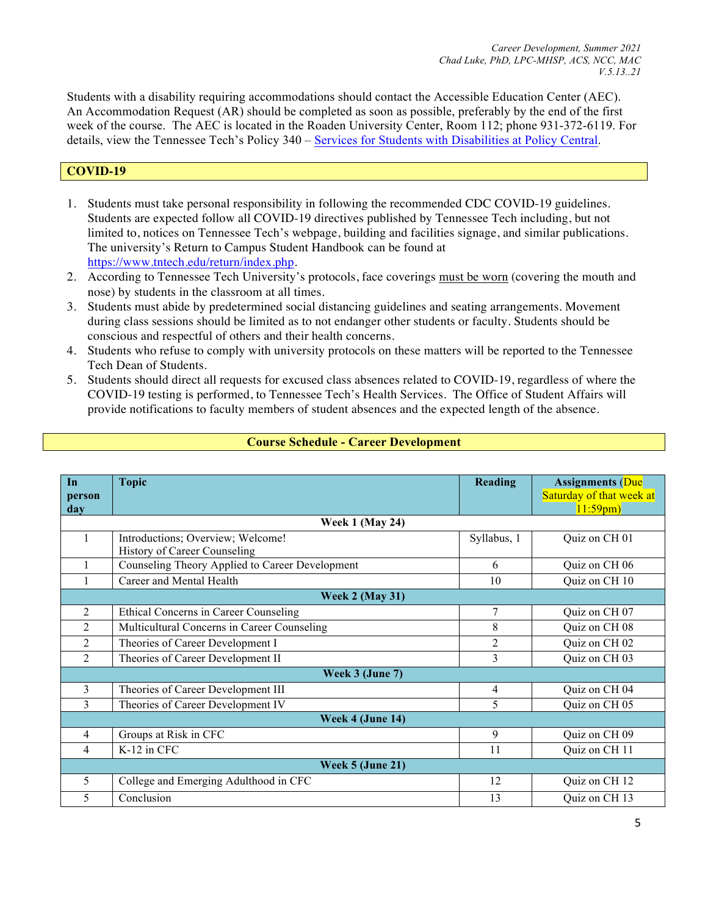Students with a disability requiring accommodations should contact the Accessible Education Center (AEC). An Accommodation Request (AR) should be completed as soon as possible, preferably by the end of the first week of the course. The AEC is located in the Roaden University Center, Room 112; phone 931-372-6119. For details, view the Tennessee Tech's Policy 340 – [Services for Students with Disabilities at Policy Central](#).

## COVID-19

1. Students must take personal responsibility in following the recommended CDC COVID-19 guidelines. Students are expected follow all COVID-19 directives published by Tennessee Tech including, but not limited to, notices on Tennessee Tech's webpage, building and facilities signage, and similar publications. The university's Return to Campus Student Handbook can be found at https://www.tntech.edu/return/index.php.
2. According to Tennessee Tech University's protocols, face coverings <u>must be worn</u> (covering the mouth and nose) by students in the classroom at all times.
3. Students must abide by predetermined social distancing guidelines and seating arrangements. Movement during class sessions should be limited as to not endanger other students or faculty. Students should be conscious and respectful of others and their health concerns.
4. Students who refuse to comply with university protocols on these matters will be reported to the Tennessee Tech Dean of Students.
5. Students should direct all requests for excused class absences related to COVID-19, regardless of where the COVID-19 testing is performed, to Tennessee Tech's Health Services. The Office of Student Affairs will provide notifications to faculty members of student absences and the expected length of the absence.

## Course Schedule - Career Development

| In person day | Topic | Reading | Assignments (Due Saturday of that week at 11:59pm) |
|---|---|---|---|
| | **Week 1 (May 24)** | | |
| 1 | Introductions; Overview; Welcome!<br>History of Career Counseling | Syllabus, 1 | Quiz on CH 01 |
| 1 | Counseling Theory Applied to Career Development | 6 | Quiz on CH 06 |
| 1 | Career and Mental Health | 10 | Quiz on CH 10 |
| | **Week 2 (May 31)** | | |
| 2 | Ethical Concerns in Career Counseling | 7 | Quiz on CH 07 |
| 2 | Multicultural Concerns in Career Counseling | 8 | Quiz on CH 08 |
| 2 | Theories of Career Development I | 2 | Quiz on CH 02 |
| 2 | Theories of Career Development II | 3 | Quiz on CH 03 |
| | **Week 3 (June 7)** | | |
| 3 | Theories of Career Development III | 4 | Quiz on CH 04 |
| 3 | Theories of Career Development IV | 5 | Quiz on CH 05 |
| | **Week 4 (June 14)** | | |
| 4 | Groups at Risk in CFC | 9 | Quiz on CH 09 |
| 4 | K-12 in CFC | 11 | Quiz on CH 11 |
| | **Week 5 (June 21)** | | |
| 5 | College and Emerging Adulthood in CFC | 12 | Quiz on CH 12 |
| 5 | Conclusion | 13 | Quiz on CH 13 |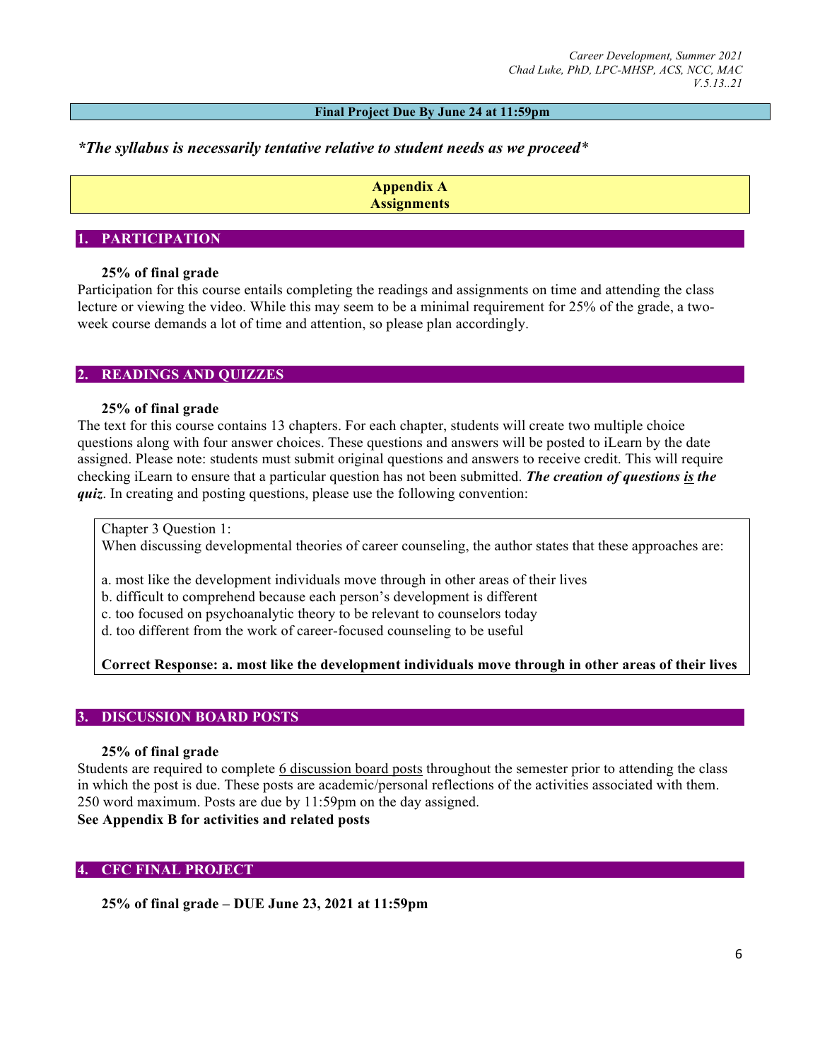**Final Project Due By June 24 at 11:59pm**

***The syllabus is necessarily tentative relative to student needs as we proceed***

## Appendix A
## Assignments

### 1. PARTICIPATION

**25% of final grade**

Participation for this course entails completing the readings and assignments on time and attending the class lecture or viewing the video. While this may seem to be a minimal requirement for 25% of the grade, a two-week course demands a lot of time and attention, so please plan accordingly.

### 2. READINGS AND QUIZZES

**25% of final grade**

The text for this course contains 13 chapters. For each chapter, students will create two multiple choice questions along with four answer choices. These questions and answers will be posted to iLearn by the date assigned. Please note: students must submit original questions and answers to receive credit. This will require checking iLearn to ensure that a particular question has not been submitted. ***The creation of questions is the quiz***. In creating and posting questions, please use the following convention:

> Chapter 3 Question 1:
> When discussing developmental theories of career counseling, the author states that these approaches are:
>
> a. most like the development individuals move through in other areas of their lives
> b. difficult to comprehend because each person's development is different
> c. too focused on psychoanalytic theory to be relevant to counselors today
> d. too different from the work of career-focused counseling to be useful
>
> **Correct Response: a. most like the development individuals move through in other areas of their lives**

### 3. DISCUSSION BOARD POSTS

**25% of final grade**

Students are required to complete 6 discussion board posts throughout the semester prior to attending the class in which the post is due. These posts are academic/personal reflections of the activities associated with them. 250 word maximum. Posts are due by 11:59pm on the day assigned.

**See Appendix B for activities and related posts**

### 4. CFC FINAL PROJECT

**25% of final grade – DUE June 23, 2021 at 11:59pm**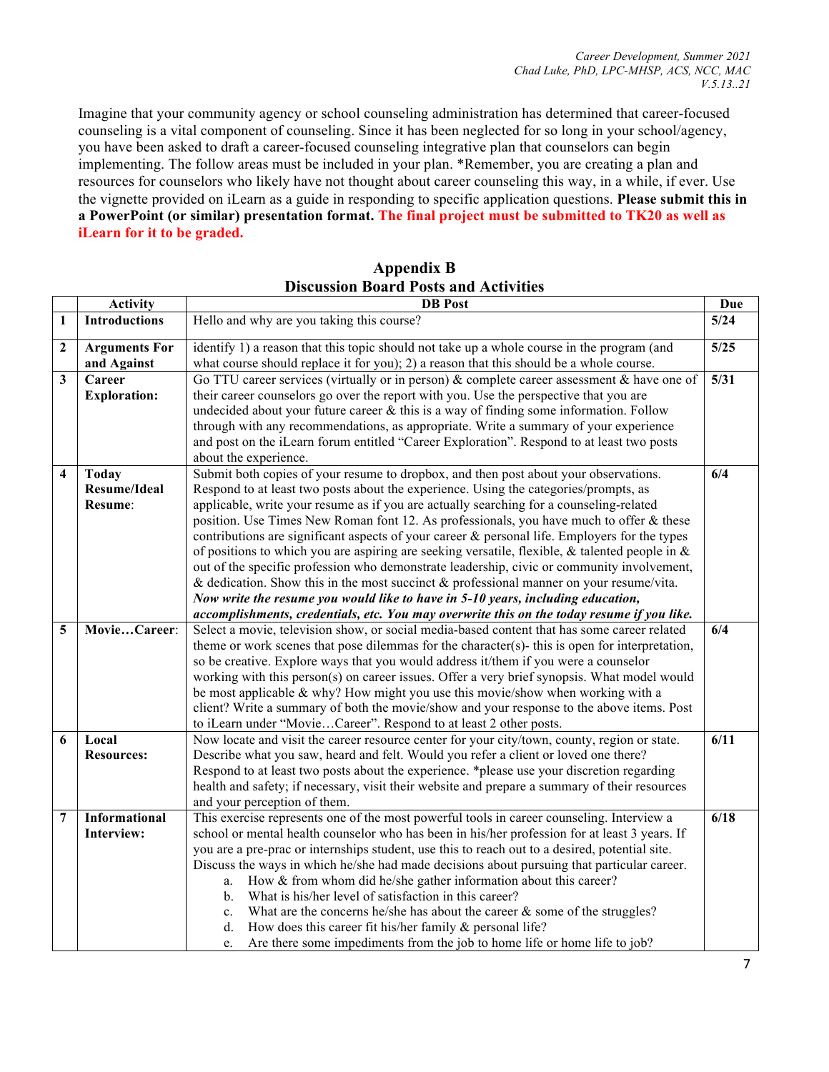Imagine that your community agency or school counseling administration has determined that career-focused counseling is a vital component of counseling. Since it has been neglected for so long in your school/agency, you have been asked to draft a career-focused counseling integrative plan that counselors can begin implementing. The follow areas must be included in your plan. *Remember, you are creating a plan and resources for counselors who likely have not thought about career counseling this way, in a while, if ever. Use the vignette provided on iLearn as a guide in responding to specific application questions. **Please submit this in a PowerPoint (or similar) presentation format.** **The final project must be submitted to TK20 as well as iLearn for it to be graded.**

## Appendix B
## Discussion Board Posts and Activities

| | Activity | DB Post | Due |
|---|---|---|---|
| **1** | **Introductions** | Hello and why are you taking this course? | **5/24** |
| **2** | **Arguments For and Against** | identify 1) a reason that this topic should not take up a whole course in the program (and what course should replace it for you); 2) a reason that this should be a whole course. | **5/25** |
| **3** | **Career Exploration:** | Go TTU career services (virtually or in person) & complete career assessment & have one of their career counselors go over the report with you. Use the perspective that you are undecided about your future career & this is a way of finding some information. Follow through with any recommendations, as appropriate. Write a summary of your experience and post on the iLearn forum entitled "Career Exploration". Respond to at least two posts about the experience. | **5/31** |
| **4** | **Today Resume/Ideal Resume**: | Submit both copies of your resume to dropbox, and then post about your observations. Respond to at least two posts about the experience. Using the categories/prompts, as applicable, write your resume as if you are actually searching for a counseling-related position. Use Times New Roman font 12. As professionals, you have much to offer & these contributions are significant aspects of your career & personal life. Employers for the types of positions to which you are aspiring are seeking versatile, flexible, & talented people in & out of the specific profession who demonstrate leadership, civic or community involvement, & dedication. Show this in the most succinct & professional manner on your resume/vita. ***Now write the resume you would like to have in 5-10 years, including education, accomplishments, credentials, etc. You may overwrite this on the today resume if you like.*** | **6/4** |
| **5** | **Movie…Career**: | Select a movie, television show, or social media-based content that has some career related theme or work scenes that pose dilemmas for the character(s)- this is open for interpretation, so be creative. Explore ways that you would address it/them if you were a counselor working with this person(s) on career issues. Offer a very brief synopsis. What model would be most applicable & why? How might you use this movie/show when working with a client? Write a summary of both the movie/show and your response to the above items. Post to iLearn under "Movie…Career". Respond to at least 2 other posts. | **6/4** |
| **6** | **Local Resources:** | Now locate and visit the career resource center for your city/town, county, region or state. Describe what you saw, heard and felt. Would you refer a client or loved one there? Respond to at least two posts about the experience. *please use your discretion regarding health and safety; if necessary, visit their website and prepare a summary of their resources and your perception of them. | **6/11** |
| **7** | **Informational Interview:** | This exercise represents one of the most powerful tools in career counseling. Interview a school or mental health counselor who has been in his/her profession for at least 3 years. If you are a pre-prac or internships student, use this to reach out to a desired, potential site. Discuss the ways in which he/she had made decisions about pursuing that particular career.<br>a. How & from whom did he/she gather information about this career?<br>b. What is his/her level of satisfaction in this career?<br>c. What are the concerns he/she has about the career & some of the struggles?<br>d. How does this career fit his/her family & personal life?<br>e. Are there some impediments from the job to home life or home life to job? | **6/18** |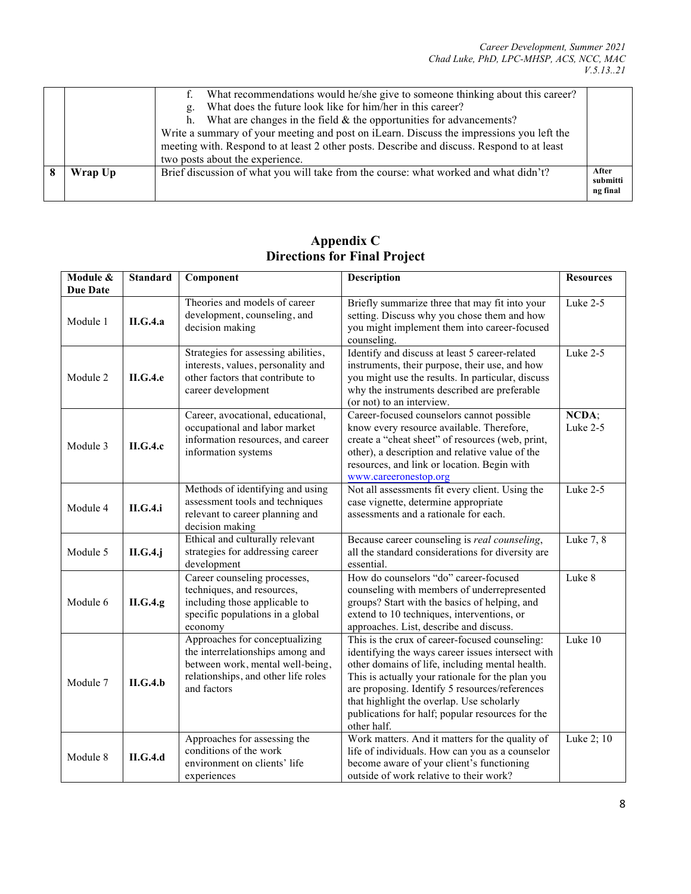| | | f. What recommendations would he/she give to someone thinking about this career?<br>g. What does the future look like for him/her in this career?<br>h. What are changes in the field & the opportunities for advancements?<br>Write a summary of your meeting and post on iLearn. Discuss the impressions you left the meeting with. Respond to at least 2 other posts. Describe and discuss. Respond to at least two posts about the experience. | |
|---|---|---|---|
| **8** | **Wrap Up** | Brief discussion of what you will take from the course: what worked and what didn't? | **After submitting final** |

## Appendix C
## Directions for Final Project

| Module & Due Date | Standard | Component | Description | Resources |
|---|---|---|---|---|
| Module 1 | **II.G.4.a** | Theories and models of career development, counseling, and decision making | Briefly summarize three that may fit into your setting. Discuss why you chose them and how you might implement them into career-focused counseling. | Luke 2-5 |
| Module 2 | **II.G.4.e** | Strategies for assessing abilities, interests, values, personality and other factors that contribute to career development | Identify and discuss at least 5 career-related instruments, their purpose, their use, and how you might use the results. In particular, discuss why the instruments described are preferable (or not) to an interview. | Luke 2-5 |
| Module 3 | **II.G.4.c** | Career, avocational, educational, occupational and labor market information resources, and career information systems | Career-focused counselors cannot possible know every resource available. Therefore, create a "cheat sheet" of resources (web, print, other), a description and relative value of the resources, and link or location. Begin with www.careeronestop.org | **NCDA**; Luke 2-5 |
| Module 4 | **II.G.4.i** | Methods of identifying and using assessment tools and techniques relevant to career planning and decision making | Not all assessments fit every client. Using the case vignette, determine appropriate assessments and a rationale for each. | Luke 2-5 |
| Module 5 | **II.G.4.j** | Ethical and culturally relevant strategies for addressing career development | Because career counseling is *real counseling*, all the standard considerations for diversity are essential. | Luke 7, 8 |
| Module 6 | **II.G.4.g** | Career counseling processes, techniques, and resources, including those applicable to specific populations in a global economy | How do counselors "do" career-focused counseling with members of underrepresented groups? Start with the basics of helping, and extend to 10 techniques, interventions, or approaches. List, describe and discuss. | Luke 8 |
| Module 7 | **II.G.4.b** | Approaches for conceptualizing the interrelationships among and between work, mental well-being, relationships, and other life roles and factors | This is the crux of career-focused counseling: identifying the ways career issues intersect with other domains of life, including mental health. This is actually your rationale for the plan you are proposing. Identify 5 resources/references that highlight the overlap. Use scholarly publications for half; popular resources for the other half. | Luke 10 |
| Module 8 | **II.G.4.d** | Approaches for assessing the conditions of the work environment on clients' life experiences | Work matters. And it matters for the quality of life of individuals. How can you as a counselor become aware of your client's functioning outside of work relative to their work? | Luke 2; 10 |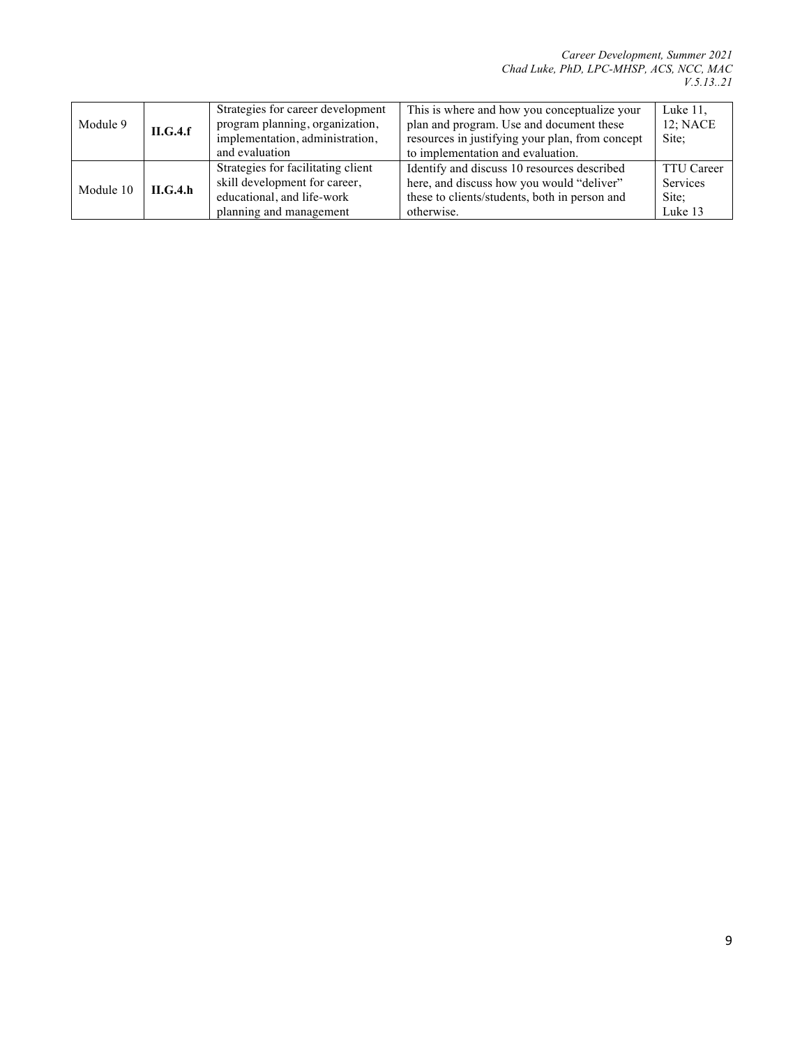| Module 9 | **II.G.4.f** | Strategies for career development program planning, organization, implementation, administration, and evaluation | This is where and how you conceptualize your plan and program. Use and document these resources in justifying your plan, from concept to implementation and evaluation. | Luke 11, 12; NACE Site; |
|---|---|---|---|---|
| Module 10 | **II.G.4.h** | Strategies for facilitating client skill development for career, educational, and life-work planning and management | Identify and discuss 10 resources described here, and discuss how you would "deliver" these to clients/students, both in person and otherwise. | TTU Career Services Site; Luke 13 |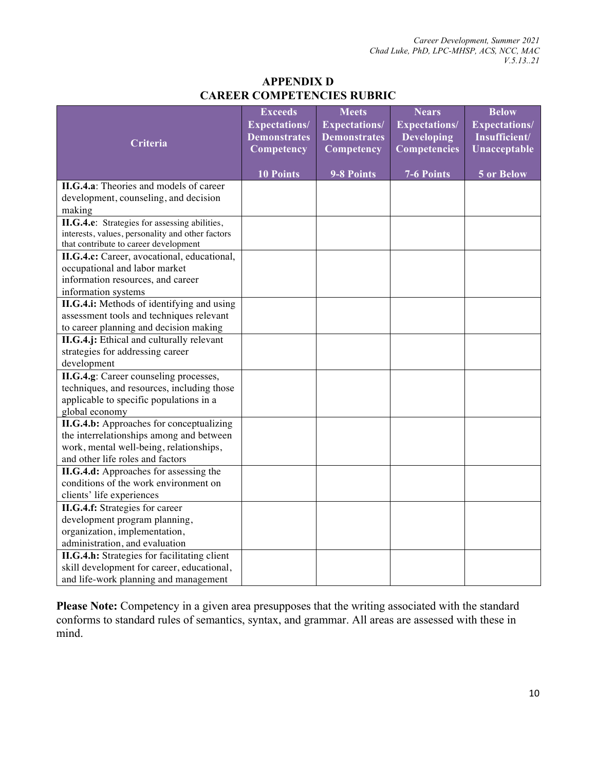## APPENDIX D
## CAREER COMPETENCIES RUBRIC

| Criteria | Exceeds Expectations/ Demonstrates Competency<br>10 Points | Meets Expectations/ Demonstrates Competency<br>9-8 Points | Nears Expectations/ Developing Competencies<br>7-6 Points | Below Expectations/ Insufficient/ Unacceptable<br>5 or Below |
|---|---|---|---|---|
| **II.G.4.a**: Theories and models of career development, counseling, and decision making | | | | |
| **II.G.4.e**: Strategies for assessing abilities, interests, values, personality and other factors that contribute to career development | | | | |
| **II.G.4.c:** Career, avocational, educational, occupational and labor market information resources, and career information systems | | | | |
| **II.G.4.i:** Methods of identifying and using assessment tools and techniques relevant to career planning and decision making | | | | |
| **II.G.4.j:** Ethical and culturally relevant strategies for addressing career development | | | | |
| **II.G.4.g**: Career counseling processes, techniques, and resources, including those applicable to specific populations in a global economy | | | | |
| **II.G.4.b:** Approaches for conceptualizing the interrelationships among and between work, mental well-being, relationships, and other life roles and factors | | | | |
| **II.G.4.d:** Approaches for assessing the conditions of the work environment on clients' life experiences | | | | |
| **II.G.4.f:** Strategies for career development program planning, organization, implementation, administration, and evaluation | | | | |
| **II.G.4.h:** Strategies for facilitating client skill development for career, educational, and life-work planning and management | | | | |

**Please Note:** Competency in a given area presupposes that the writing associated with the standard conforms to standard rules of semantics, syntax, and grammar. All areas are assessed with these in mind.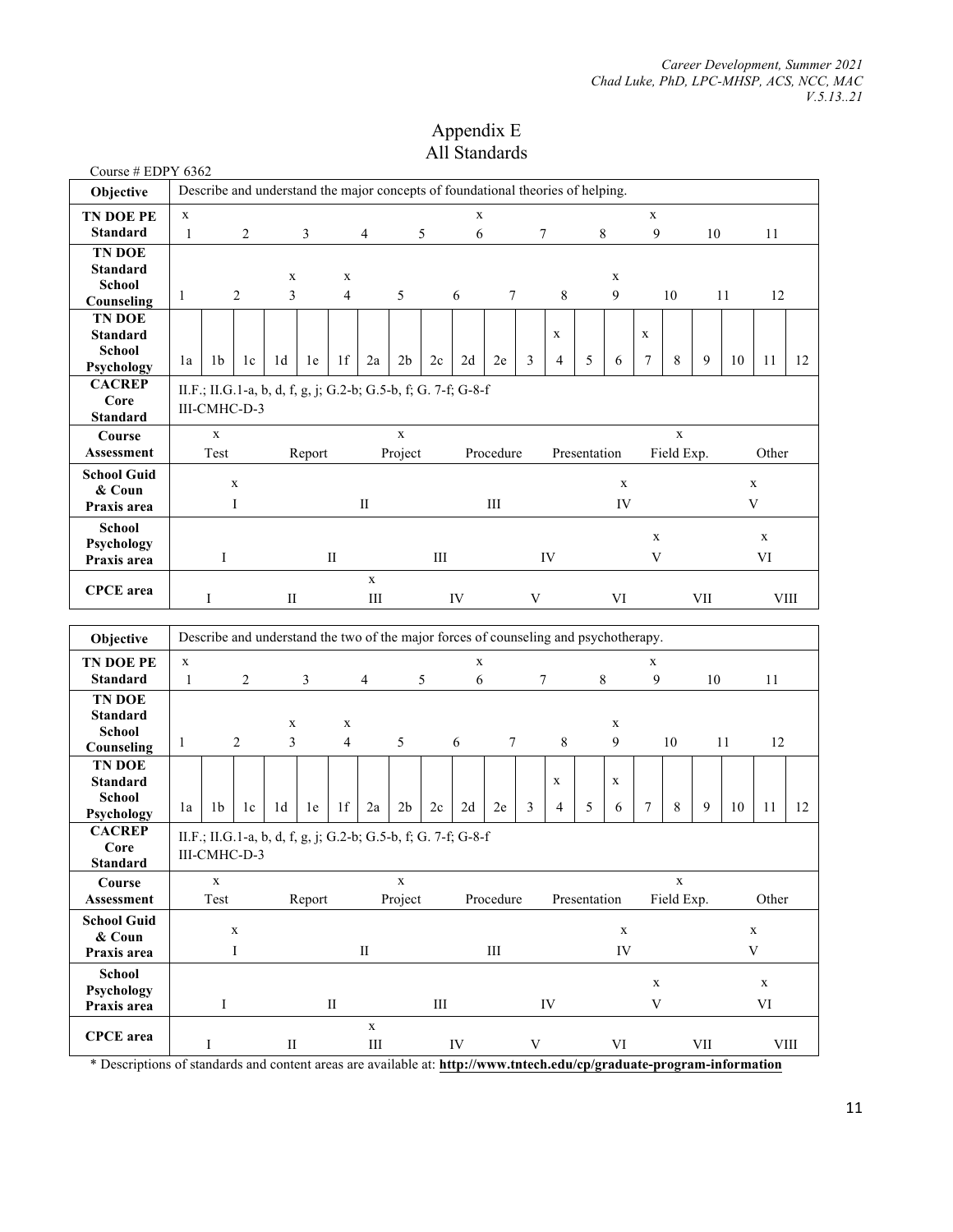# Appendix E
## All Standards

Course # EDPY 6362

| Objective | Describe and understand the major concepts of foundational theories of helping. |
|---|---|
| **TN DOE PE Standard** | x 1, 2, 3, 4, 5, x 6, 7, 8, x 9, 10, 11 |
| **TN DOE Standard School Counseling** | 1, 2, x 3, x 4, 5, 6, 7, 8, x 9, 10, 11, 12 |
| **TN DOE Standard School Psychology** | 1a, 1b, 1c, 1d, 1e, 1f, 2a, 2b, 2c, 2d, 2e, 3, x 4, 5, 6, x 7, 8, 9, 10, 11, 12 |
| **CACREP Core Standard** | II.F.; II.G.1-a, b, d, f, g, j; G.2-b; G.5-b, f; G. 7-f; G-8-f<br>III-CMHC-D-3 |
| **Course Assessment** | x Test, Report, x Project, Procedure, Presentation, x Field Exp., Other |
| **School Guid & Coun Praxis area** | x I, II, III, x IV, x V |
| **School Psychology Praxis area** | I, II, III, IV, x V, x VI |
| **CPCE area** | I, II, x III, IV, V, VI, VII, VIII |

| Objective | Describe and understand the two of the major forces of counseling and psychotherapy. |
|---|---|
| **TN DOE PE Standard** | x 1, 2, 3, 4, 5, x 6, 7, 8, x 9, 10, 11 |
| **TN DOE Standard School Counseling** | 1, 2, x 3, x 4, 5, 6, 7, 8, x 9, 10, 11, 12 |
| **TN DOE Standard School Psychology** | 1a, 1b, 1c, 1d, 1e, 1f, 2a, 2b, 2c, 2d, 2e, 3, x 4, 5, x 6, 7, 8, 9, 10, 11, 12 |
| **CACREP Core Standard** | II.F.; II.G.1-a, b, d, f, g, j; G.2-b; G.5-b, f; G. 7-f; G-8-f<br>III-CMHC-D-3 |
| **Course Assessment** | x Test, Report, x Project, Procedure, Presentation, x Field Exp., Other |
| **School Guid & Coun Praxis area** | x I, II, III, x IV, x V |
| **School Psychology Praxis area** | I, II, III, IV, x V, x VI |
| **CPCE area** | I, II, x III, IV, V, VI, VII, VIII |

* Descriptions of standards and content areas are available at: **http://www.tntech.edu/cp/graduate-program-information**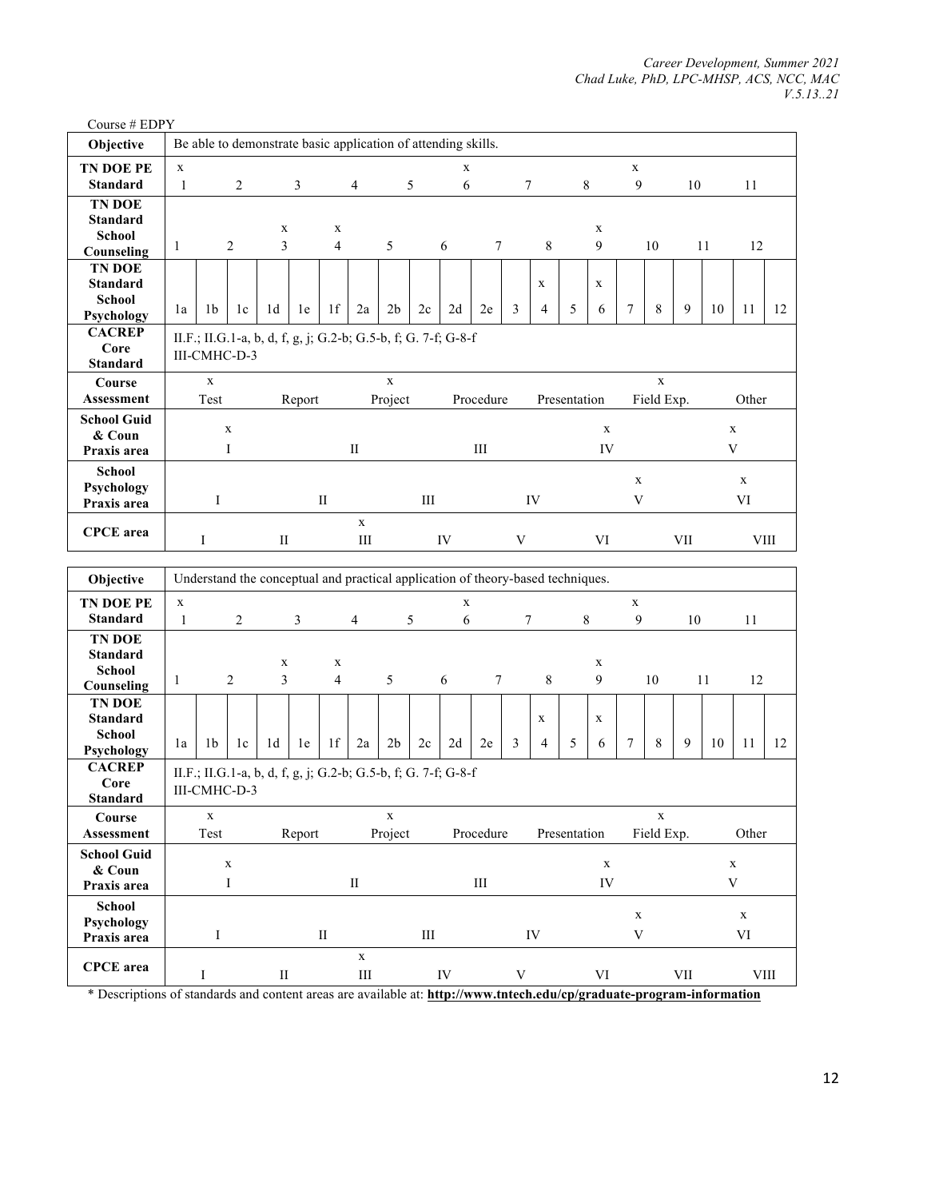Course # EDPY

| Objective | Be able to demonstrate basic application of attending skills. | | | | | | | | | | | | | | | | | | | |
|---|---|---|---|---|---|---|---|---|---|---|---|---|---|---|---|---|---|---|---|---|---|
| **TN DOE PE Standard** | x 1 | 2 | 3 | 4 | 5 | x 6 | 7 | 8 | x 9 | 10 | 11 | | | | | | | | | |
| **TN DOE Standard School Counseling** | 1 | 2 | x 3 | x 4 | 5 | 6 | 7 | 8 | x 9 | 10 | 11 | 12 | | | | | | | | |
| **TN DOE Standard School Psychology** | 1a | 1b | 1c | 1d | 1e | 1f | 2a | 2b | 2c | 2d | 2e | 3 | x 4 | 5 | x 6 | 7 | 8 | 9 | 10 | 11 | 12 |
| **CACREP Core Standard** | II.F.; II.G.1-a, b, d, f, g, j; G.2-b; G.5-b, f; G. 7-f; G-8-f III-CMHC-D-3 | | | | | | | | | | | | | | | | | | | |
| **Course Assessment** | x Test | Report | x Project | Procedure | Presentation | x Field Exp. | Other | | | | | | | | | | | | | |
| **School Guid & Coun Praxis area** | x I | II | III | x IV | x V | | | | | | | | | | | | | | | |
| **School Psychology Praxis area** | I | II | III | IV | x V | x VI | | | | | | | | | | | | | | |
| **CPCE area** | I | II | x III | IV | V | VI | VII | VIII | | | | | | | | | | | | |

| Objective | Understand the conceptual and practical application of theory-based techniques. | | | | | | | | | | | | | | | | | | | |
|---|---|---|---|---|---|---|---|---|---|---|---|---|---|---|---|---|---|---|---|---|---|
| **TN DOE PE Standard** | x 1 | 2 | 3 | 4 | 5 | x 6 | 7 | 8 | x 9 | 10 | 11 | | | | | | | | | |
| **TN DOE Standard School Counseling** | 1 | 2 | x 3 | x 4 | 5 | 6 | 7 | 8 | x 9 | 10 | 11 | 12 | | | | | | | | |
| **TN DOE Standard School Psychology** | 1a | 1b | 1c | 1d | 1e | 1f | 2a | 2b | 2c | 2d | 2e | 3 | x 4 | 5 | x 6 | 7 | 8 | 9 | 10 | 11 | 12 |
| **CACREP Core Standard** | II.F.; II.G.1-a, b, d, f, g, j; G.2-b; G.5-b, f; G. 7-f; G-8-f III-CMHC-D-3 | | | | | | | | | | | | | | | | | | | |
| **Course Assessment** | x Test | Report | x Project | Procedure | Presentation | x Field Exp. | Other | | | | | | | | | | | | | |
| **School Guid & Coun Praxis area** | x I | II | III | x IV | x V | | | | | | | | | | | | | | | |
| **School Psychology Praxis area** | I | II | III | IV | x V | x VI | | | | | | | | | | | | | | |
| **CPCE area** | I | II | x III | IV | V | VI | VII | VIII | | | | | | | | | | | | |

\* Descriptions of standards and content areas are available at: **http://www.tntech.edu/cp/graduate-program-information**